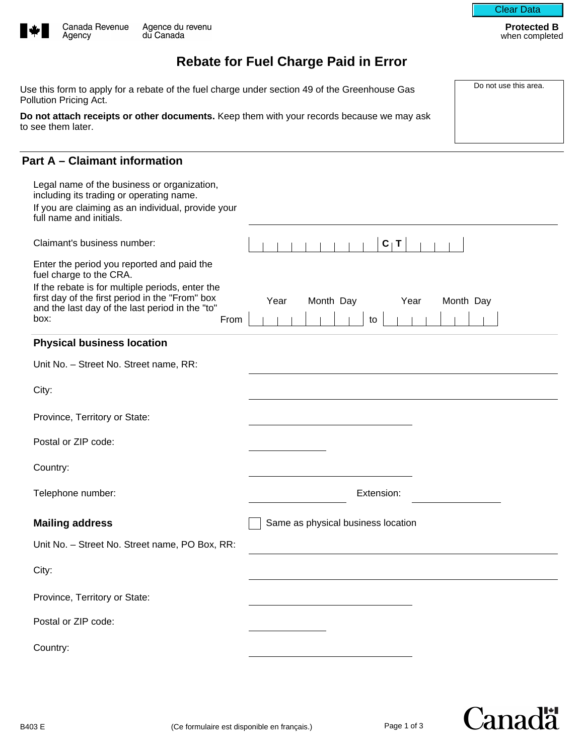Clear Data

Canada Revenue Agency / Agence du revenu du Canada

**Protected B** when completed

# Rebate for Fuel Charge Paid in Error

Use this form to apply for a rebate of the fuel charge under section 49 of the Greenhouse Gas Pollution Pricing Act.

**Do not attach receipts or other documents.** Keep them with your records because we may ask to see them later.

Do not use this area.

## Part A – Claimant information

Legal name of the business or organization, including its trading or operating name.
If you are claiming as an individual, provide your full name and initials. ______________________

Claimant's business number: | | | | | | | | | | C T | | | |

Enter the period you reported and paid the fuel charge to the CRA.
If the rebate is for multiple periods, enter the first day of the first period in the "From" box and the last day of the last period in the "to" box:

From Year ______ Month ____ Day ____ to Year ______ Month ____ Day ____

### Physical business location

Unit No. – Street No. Street name, RR: ______________________

City: ______________________

Province, Territory or State: ______________________

Postal or ZIP code: ______________________

Country: ______________________

Telephone number: ______________________ Extension: ______________________

### Mailing address

☐ Same as physical business location

Unit No. – Street No. Street name, PO Box, RR: ______________________

City: ______________________

Province, Territory or State: ______________________

Postal or ZIP code: ______________________

Country: ______________________

B403 E (Ce formulaire est disponible en français.)

Canada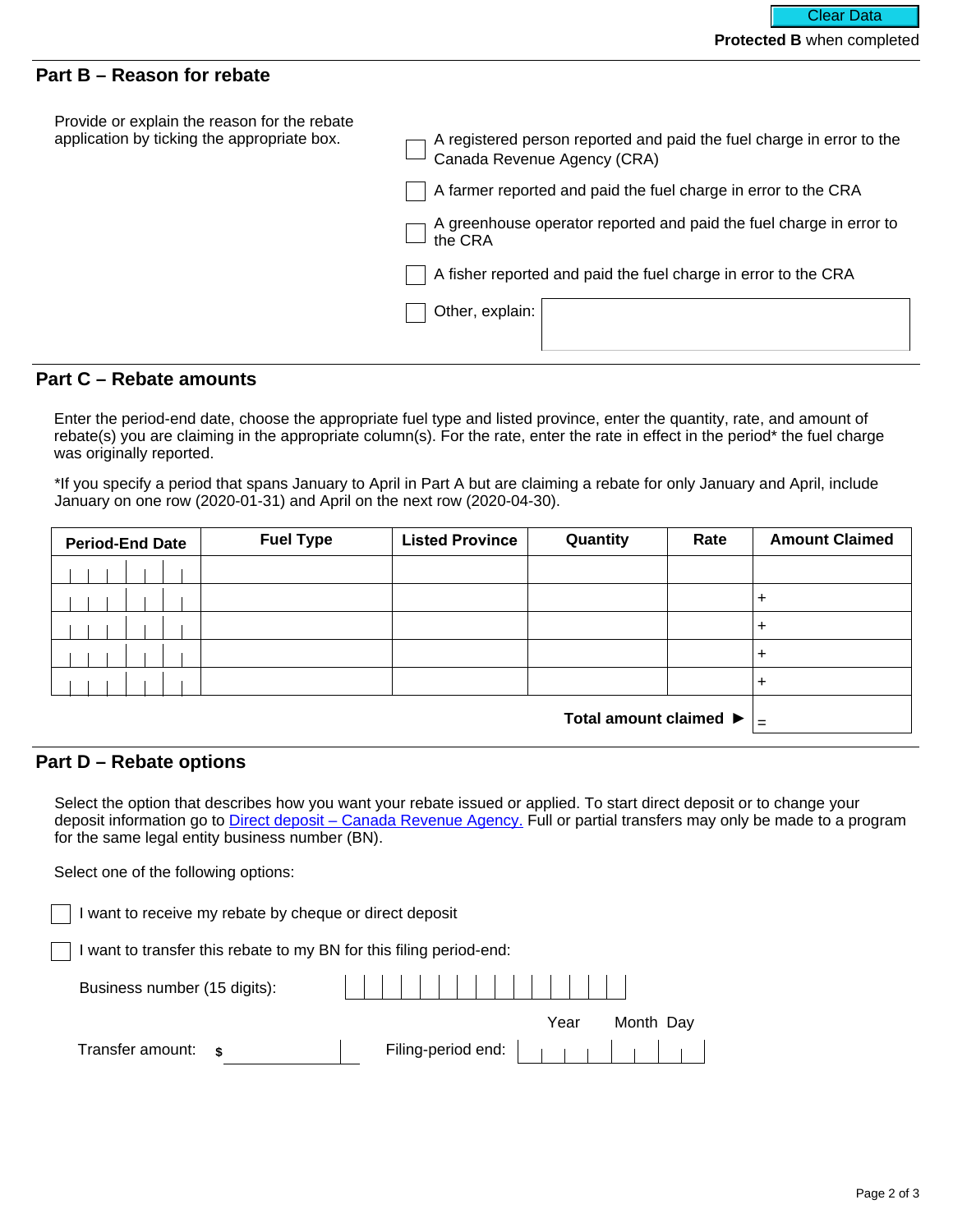Clear Data

**Protected B** when completed

## Part B – Reason for rebate

Provide or explain the reason for the rebate application by ticking the appropriate box.

- ☐ A registered person reported and paid the fuel charge in error to the Canada Revenue Agency (CRA)
- ☐ A farmer reported and paid the fuel charge in error to the CRA
- ☐ A greenhouse operator reported and paid the fuel charge in error to the CRA
- ☐ A fisher reported and paid the fuel charge in error to the CRA
- ☐ Other, explain:

## Part C – Rebate amounts

Enter the period-end date, choose the appropriate fuel type and listed province, enter the quantity, rate, and amount of rebate(s) you are claiming in the appropriate column(s). For the rate, enter the rate in effect in the period* the fuel charge was originally reported.

*If you specify a period that spans January to April in Part A but are claiming a rebate for only January and April, include January on one row (2020-01-31) and April on the next row (2020-04-30).

| Period-End Date | Fuel Type | Listed Province | Quantity | Rate | Amount Claimed |
|---|---|---|---|---|---|
| | | | | | |
| | | | | | + |
| | | | | | + |
| | | | | | + |
| | | | | | + |
| | | | | **Total amount claimed ►** | = |

## Part D – Rebate options

Select the option that describes how you want your rebate issued or applied. To start direct deposit or to change your deposit information go to [Direct deposit – Canada Revenue Agency.](#) Full or partial transfers may only be made to a program for the same legal entity business number (BN).

Select one of the following options:

- ☐ I want to receive my rebate by cheque or direct deposit
- ☐ I want to transfer this rebate to my BN for this filing period-end:

Business number (15 digits):

Transfer amount: $ ______

Filing-period end: Year Month Day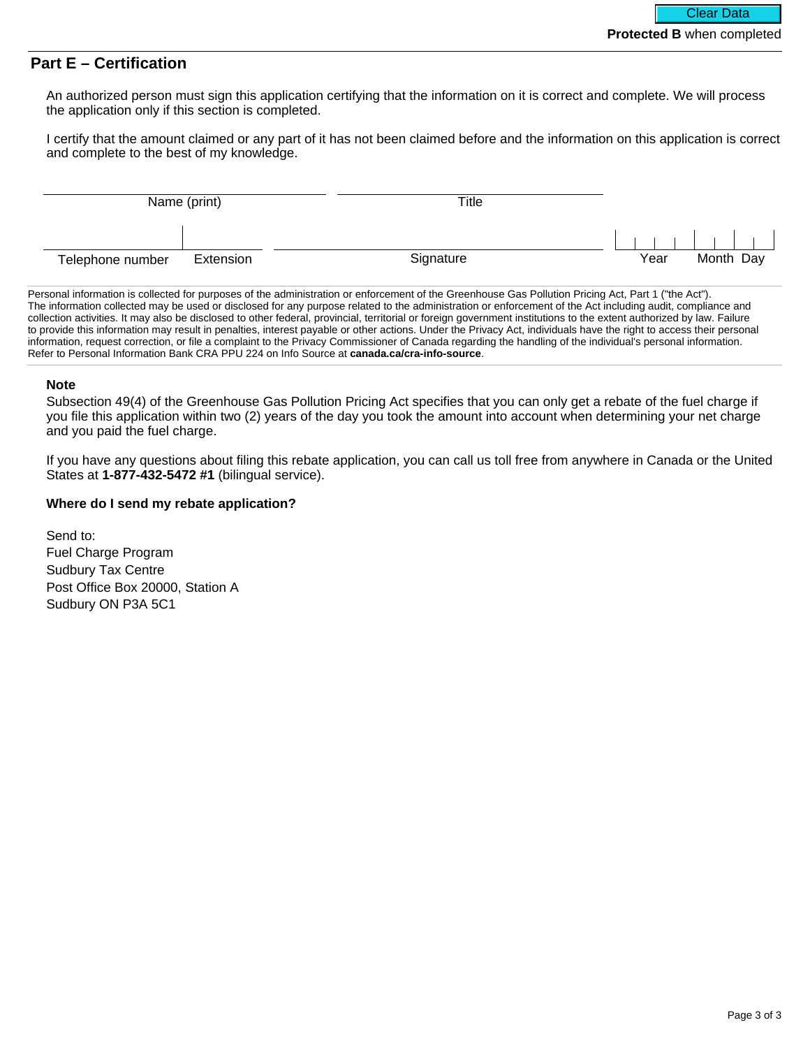Clear Data

**Protected B** when completed

## Part E – Certification

An authorized person must sign this application certifying that the information on it is correct and complete. We will process the application only if this section is completed.

I certify that the amount claimed or any part of it has not been claimed before and the information on this application is correct and complete to the best of my knowledge.

| | | | | |
|---|---|---|---|---|
| Name (print) | | Title | | |
| Telephone number | Extension | Signature | Year | Month Day |

Personal information is collected for purposes of the administration or enforcement of the Greenhouse Gas Pollution Pricing Act, Part 1 ("the Act"). The information collected may be used or disclosed for any purpose related to the administration or enforcement of the Act including audit, compliance and collection activities. It may also be disclosed to other federal, provincial, territorial or foreign government institutions to the extent authorized by law. Failure to provide this information may result in penalties, interest payable or other actions. Under the Privacy Act, individuals have the right to access their personal information, request correction, or file a complaint to the Privacy Commissioner of Canada regarding the handling of the individual's personal information. Refer to Personal Information Bank CRA PPU 224 on Info Source at **canada.ca/cra-info-source**.

**Note**

Subsection 49(4) of the Greenhouse Gas Pollution Pricing Act specifies that you can only get a rebate of the fuel charge if you file this application within two (2) years of the day you took the amount into account when determining your net charge and you paid the fuel charge.

If you have any questions about filing this rebate application, you can call us toll free from anywhere in Canada or the United States at **1-877-432-5472 #1** (bilingual service).

**Where do I send my rebate application?**

Send to:
Fuel Charge Program
Sudbury Tax Centre
Post Office Box 20000, Station A
Sudbury ON P3A 5C1